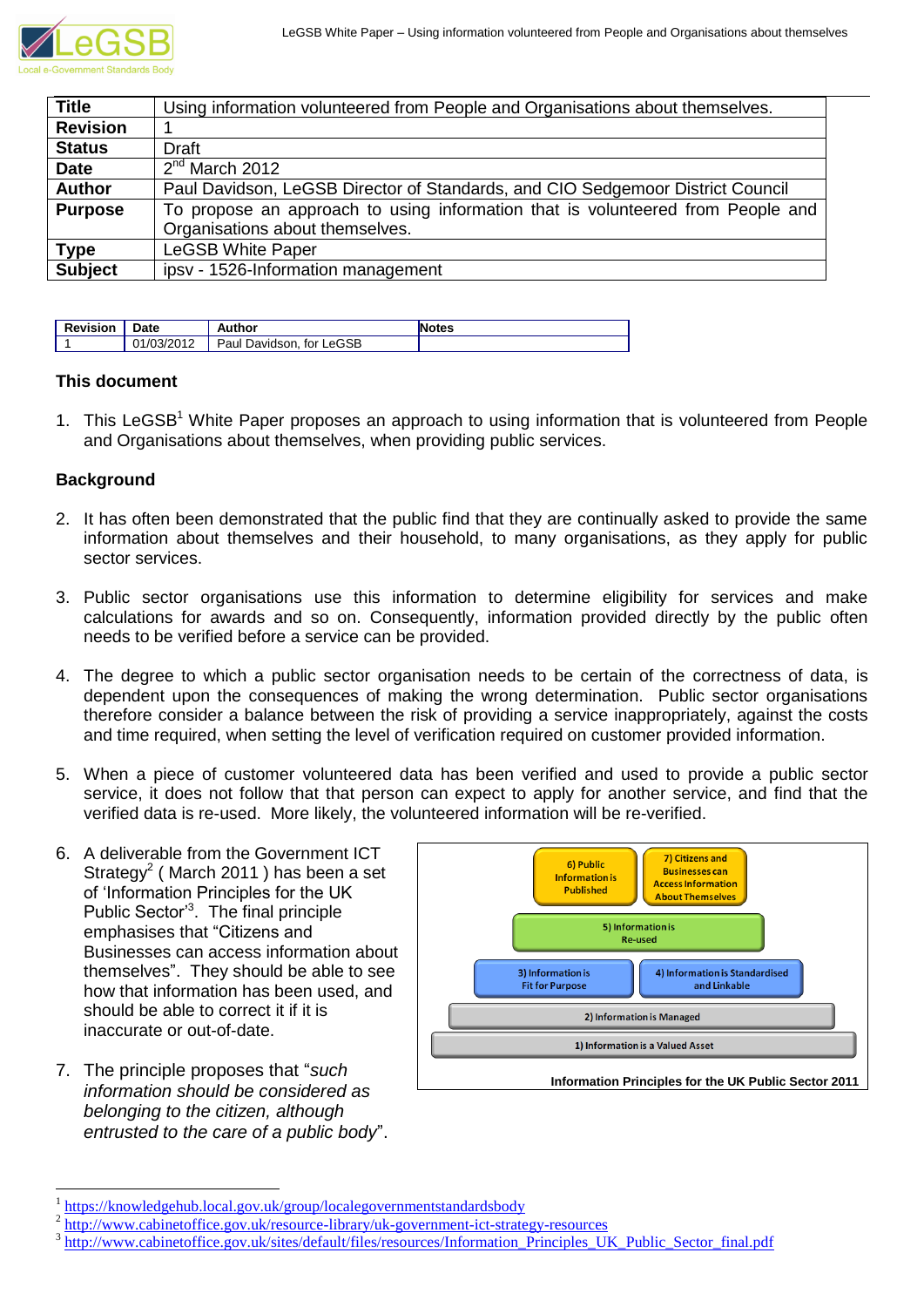| Title | Using information volunteered from People and Organisations about themselves. |
|---|---|
| Revision | 1 |
| Status | Draft |
| Date | 2nd March 2012 |
| Author | Paul Davidson, LeGSB Director of Standards, and CIO Sedgemoor District Council |
| Purpose | To propose an approach to using information that is volunteered from People and Organisations about themselves. |
| Type | LeGSB White Paper |
| Subject | ipsv - 1526-Information management |

| Revision | Date | Author | Notes |
|---|---|---|---|
| 1 | 01/03/2012 | Paul Davidson, for LeGSB | |

### This document

1. This LeGSB[1] White Paper proposes an approach to using information that is volunteered from People and Organisations about themselves, when providing public services.

### Background

2. It has often been demonstrated that the public find that they are continually asked to provide the same information about themselves and their household, to many organisations, as they apply for public sector services.

3. Public sector organisations use this information to determine eligibility for services and make calculations for awards and so on. Consequently, information provided directly by the public often needs to be verified before a service can be provided.

4. The degree to which a public sector organisation needs to be certain of the correctness of data, is dependent upon the consequences of making the wrong determination. Public sector organisations therefore consider a balance between the risk of providing a service inappropriately, against the costs and time required, when setting the level of verification required on customer provided information.

5. When a piece of customer volunteered data has been verified and used to provide a public sector service, it does not follow that that person can expect to apply for another service, and find that the verified data is re-used. More likely, the volunteered information will be re-verified.

6. A deliverable from the Government ICT Strategy[2] ( March 2011 ) has been a set of 'Information Principles for the UK Public Sector'[3]. The final principle emphasises that "Citizens and Businesses can access information about themselves". They should be able to see how that information has been used, and should be able to correct it if it is inaccurate or out-of-date.

7. The principle proposes that "*such information should be considered as belonging to the citizen, although entrusted to the care of a public body*".

6) Public Information is Published | 7) Citizens and Businesses can Access Information About Themselves

5) Information is Re-used

3) Information is Fit for Purpose | 4) Information is Standardised and Linkable

2) Information is Managed

1) Information is a Valued Asset

**Information Principles for the UK Public Sector 2011**

---

[1] https://knowledgehub.local.gov.uk/group/localegovernmentstandardsbody

[2] http://www.cabinetoffice.gov.uk/resource-library/uk-government-ict-strategy-resources

[3] http://www.cabinetoffice.gov.uk/sites/default/files/resources/Information_Principles_UK_Public_Sector_final.pdf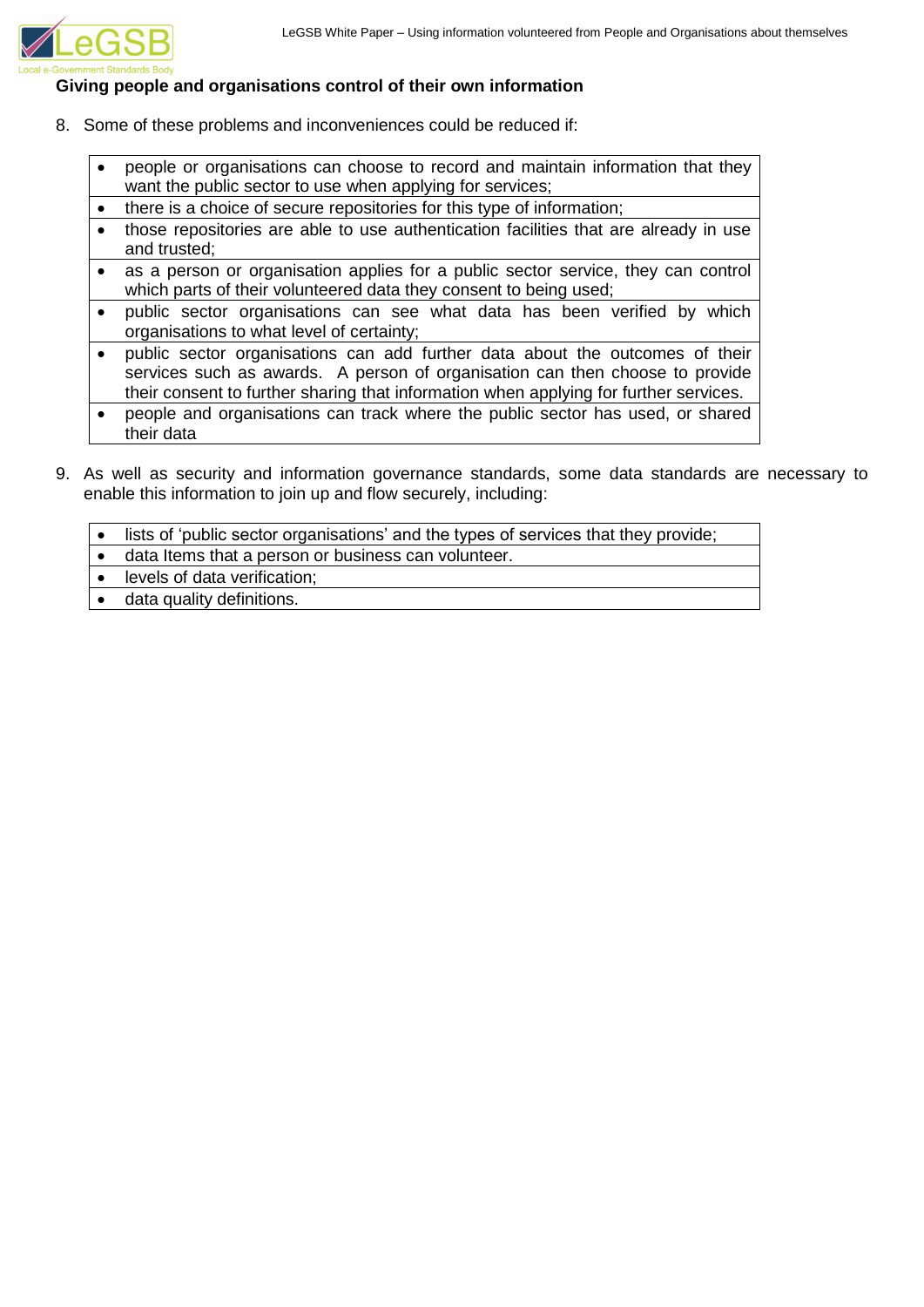## Giving people and organisations control of their own information

8. Some of these problems and inconveniences could be reduced if:

    - people or organisations can choose to record and maintain information that they want the public sector to use when applying for services;
    - there is a choice of secure repositories for this type of information;
    - those repositories are able to use authentication facilities that are already in use and trusted;
    - as a person or organisation applies for a public sector service, they can control which parts of their volunteered data they consent to being used;
    - public sector organisations can see what data has been verified by which organisations to what level of certainty;
    - public sector organisations can add further data about the outcomes of their services such as awards. A person of organisation can then choose to provide their consent to further sharing that information when applying for further services.
    - people and organisations can track where the public sector has used, or shared their data

9. As well as security and information governance standards, some data standards are necessary to enable this information to join up and flow securely, including:

    - lists of 'public sector organisations' and the types of services that they provide;
    - data Items that a person or business can volunteer.
    - levels of data verification;
    - data quality definitions.